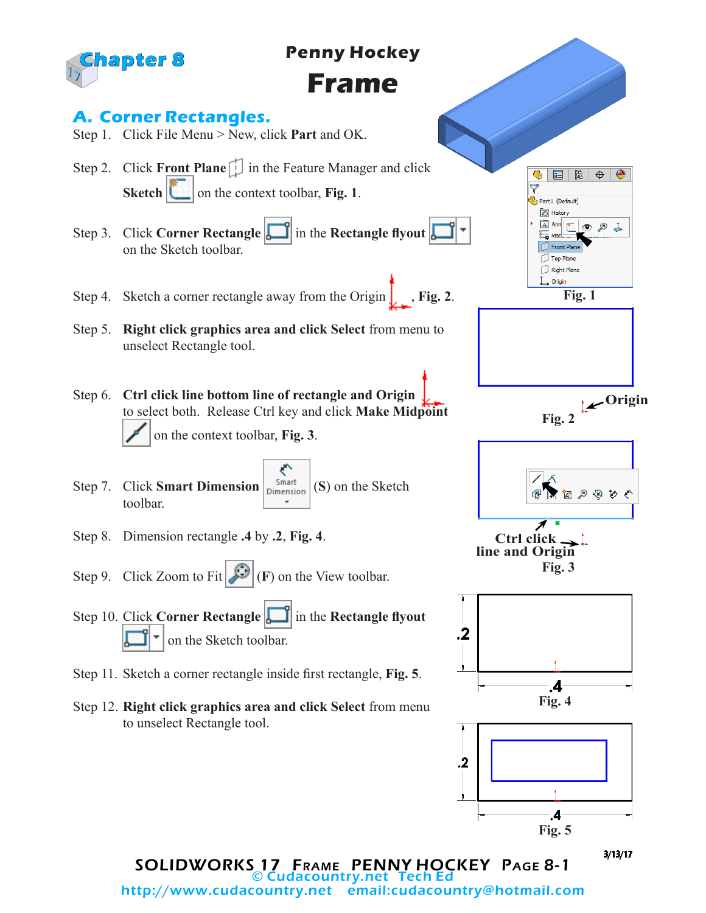Chapter 8

# Penny Hockey
# Frame

## A. Corner Rectangles.

Step 1. Click File Menu > New, click **Part** and OK.

Step 2. Click **Front Plane** in the Feature Manager and click **Sketch** on the context toolbar, **Fig. 1**.

Step 3. Click **Corner Rectangle** in the **Rectangle flyout** on the Sketch toolbar.

Step 4. Sketch a corner rectangle away from the Origin, **Fig. 2**.

Step 5. **Right click graphics area and click Select** from menu to unselect Rectangle tool.

Step 6. **Ctrl click line bottom line of rectangle and Origin** to select both. Release Ctrl key and click **Make Midpoint** on the context toolbar, **Fig. 3**.

Step 7. Click **Smart Dimension** (**S**) on the Sketch toolbar.

Step 8. Dimension rectangle **.4** by **.2**, **Fig. 4**.

Step 9. Click Zoom to Fit (**F**) on the View toolbar.

Step 10. Click **Corner Rectangle** in the **Rectangle flyout** on the Sketch toolbar.

Step 11. Sketch a corner rectangle inside first rectangle, **Fig. 5**.

Step 12. **Right click graphics area and click Select** from menu to unselect Rectangle tool.

**Fig. 1**

Origin

**Fig. 2**

Ctrl click line and Origin

**Fig. 3**

.2

.4

**Fig. 4**

.2

.4

**Fig. 5**

3/13/17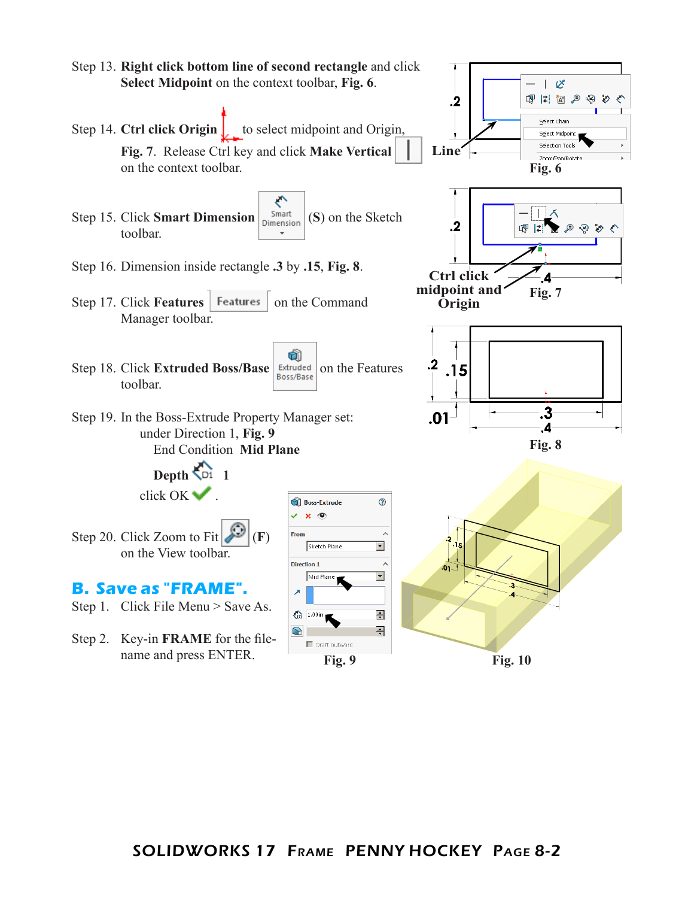Step 13. **Right click bottom line of second rectangle** and click **Select Midpoint** on the context toolbar, **Fig. 6**.

Step 14. **Ctrl click Origin** to select midpoint and Origin, **Fig. 7**. Release Ctrl key and click **Make Vertical** on the context toolbar.

Step 15. Click **Smart Dimension** (**S**) on the Sketch toolbar.

Step 16. Dimension inside rectangle **.3** by **.15**, **Fig. 8**.

Step 17. Click **Features** on the Command Manager toolbar.

Step 18. Click **Extruded Boss/Base** on the Features toolbar.

Step 19. In the Boss-Extrude Property Manager set:
under Direction 1, **Fig. 9**
End Condition **Mid Plane**

**Depth** **1**

click OK .

Step 20. Click Zoom to Fit (**F**) on the View toolbar.

**Fig. 6**

**Fig. 7**

**Fig. 8**

**Fig. 9**

**Fig. 10**

## B. Save as "FRAME".

Step 1. Click File Menu > Save As.

Step 2. Key-in **FRAME** for the file-name and press ENTER.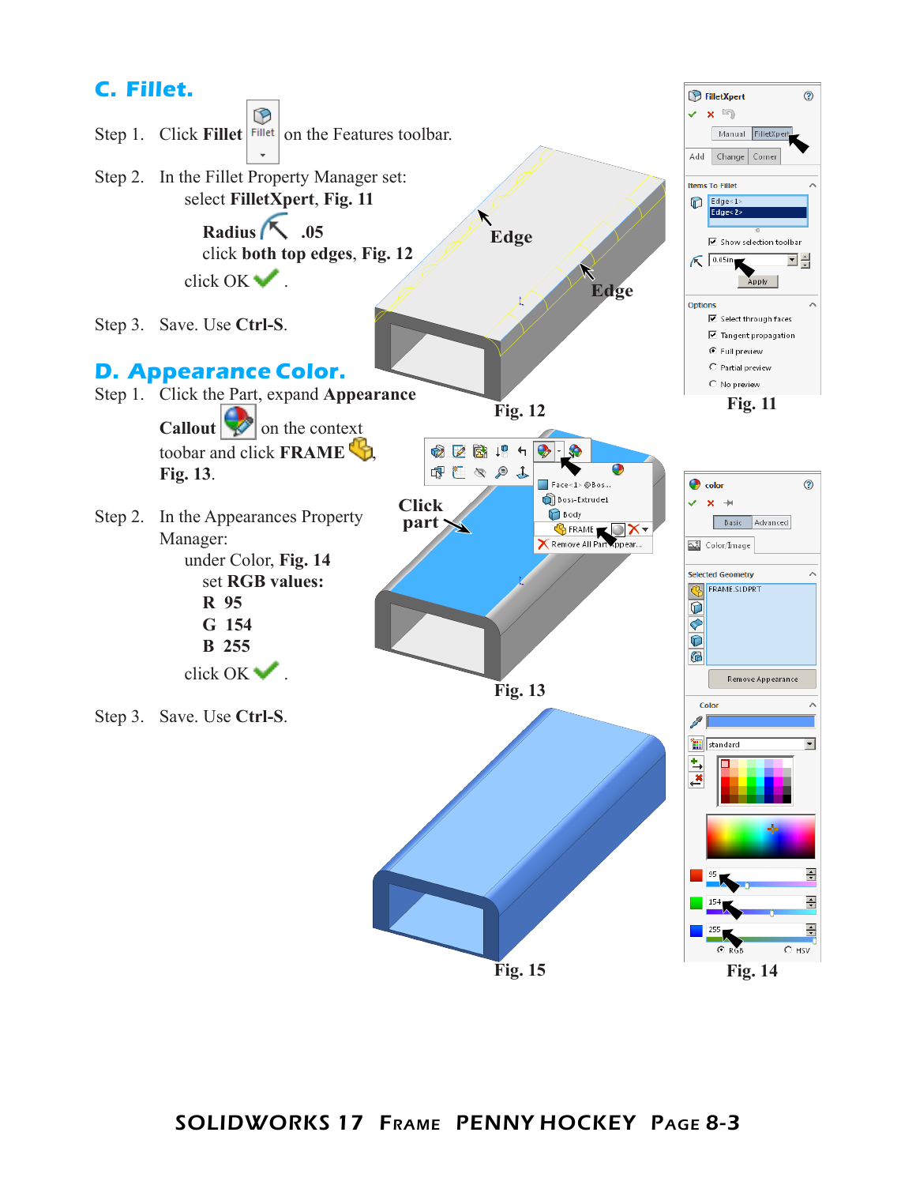## C. Fillet.

Step 1. Click **Fillet** on the Features toolbar.

Step 2. In the Fillet Property Manager set:

select **FilletXpert**, **Fig. 11**

**Radius** **.05**

click **both top edges**, **Fig. 12**

click OK .

Step 3. Save. Use **Ctrl-S**.

Fig. 12

Fig. 11

## D. Appearance Color.

Step 1. Click the Part, expand **Appearance Callout** on the context toobar and click **FRAME**, **Fig. 13**.

Step 2. In the Appearances Property Manager:

under Color, **Fig. 14**

set **RGB values:**

**R 95**

**G 154**

**B 255**

click OK .

Step 3. Save. Use **Ctrl-S**.

Fig. 13

Fig. 15

Fig. 14